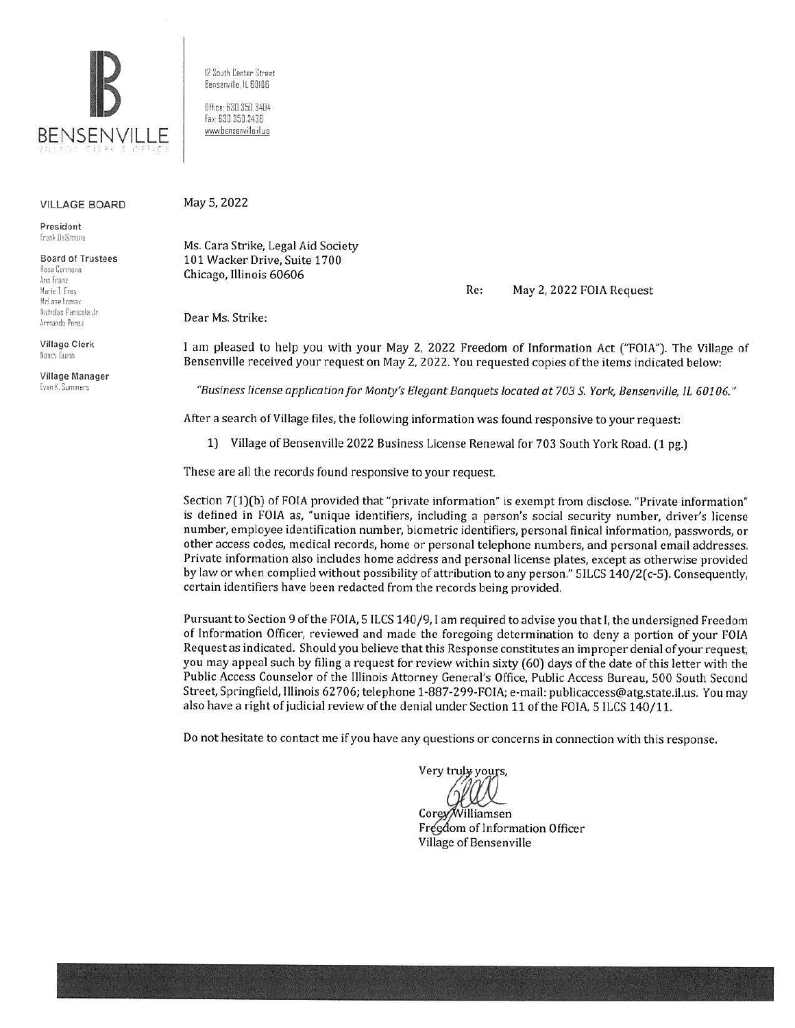# BENSENVILLE

VILLAGE CLERK'S OFFICE

12 South Center Street
Bensenville, IL 60106

Office: 630.350.3404
Fax: 630.350.3438
www.bensenville.il.us

**VILLAGE BOARD**

**President**
Frank DeSimone

**Board of Trustees**
Rosa Carmona
Ann Franz
Marie T. Frey
McLane Lomax
Nicholas Panicola Jr.
Armando Perez

**Village Clerk**
Nancy Quinn

**Village Manager**
Evan K. Summers

May 5, 2022

Ms. Cara Strike, Legal Aid Society
101 Wacker Drive, Suite 1700
Chicago, Illinois 60606

Re: May 2, 2022 FOIA Request

Dear Ms. Strike:

I am pleased to help you with your May 2, 2022 Freedom of Information Act ("FOIA"). The Village of Bensenville received your request on May 2, 2022. You requested copies of the items indicated below:

*"Business license application for Monty's Elegant Banquets located at 703 S. York, Bensenville, IL 60106."*

After a search of Village files, the following information was found responsive to your request:

1) Village of Bensenville 2022 Business License Renewal for 703 South York Road. (1 pg.)

These are all the records found responsive to your request.

Section 7(1)(b) of FOIA provided that "private information" is exempt from disclose. "Private information" is defined in FOIA as, "unique identifiers, including a person's social security number, driver's license number, employee identification number, biometric identifiers, personal finical information, passwords, or other access codes, medical records, home or personal telephone numbers, and personal email addresses. Private information also includes home address and personal license plates, except as otherwise provided by law or when complied without possibility of attribution to any person." 5ILCS 140/2(c-5). Consequently, certain identifiers have been redacted from the records being provided.

Pursuant to Section 9 of the FOIA, 5 ILCS 140/9, I am required to advise you that I, the undersigned Freedom of Information Officer, reviewed and made the foregoing determination to deny a portion of your FOIA Request as indicated. Should you believe that this Response constitutes an improper denial of your request, you may appeal such by filing a request for review within sixty (60) days of the date of this letter with the Public Access Counselor of the Illinois Attorney General's Office, Public Access Bureau, 500 South Second Street, Springfield, Illinois 62706; telephone 1-887-299-FOIA; e-mail: publicaccess@atg.state.il.us. You may also have a right of judicial review of the denial under Section 11 of the FOIA, 5 ILCS 140/11.

Do not hesitate to contact me if you have any questions or concerns in connection with this response.

Very truly yours,

Corey Williamsen
Freedom of Information Officer
Village of Bensenville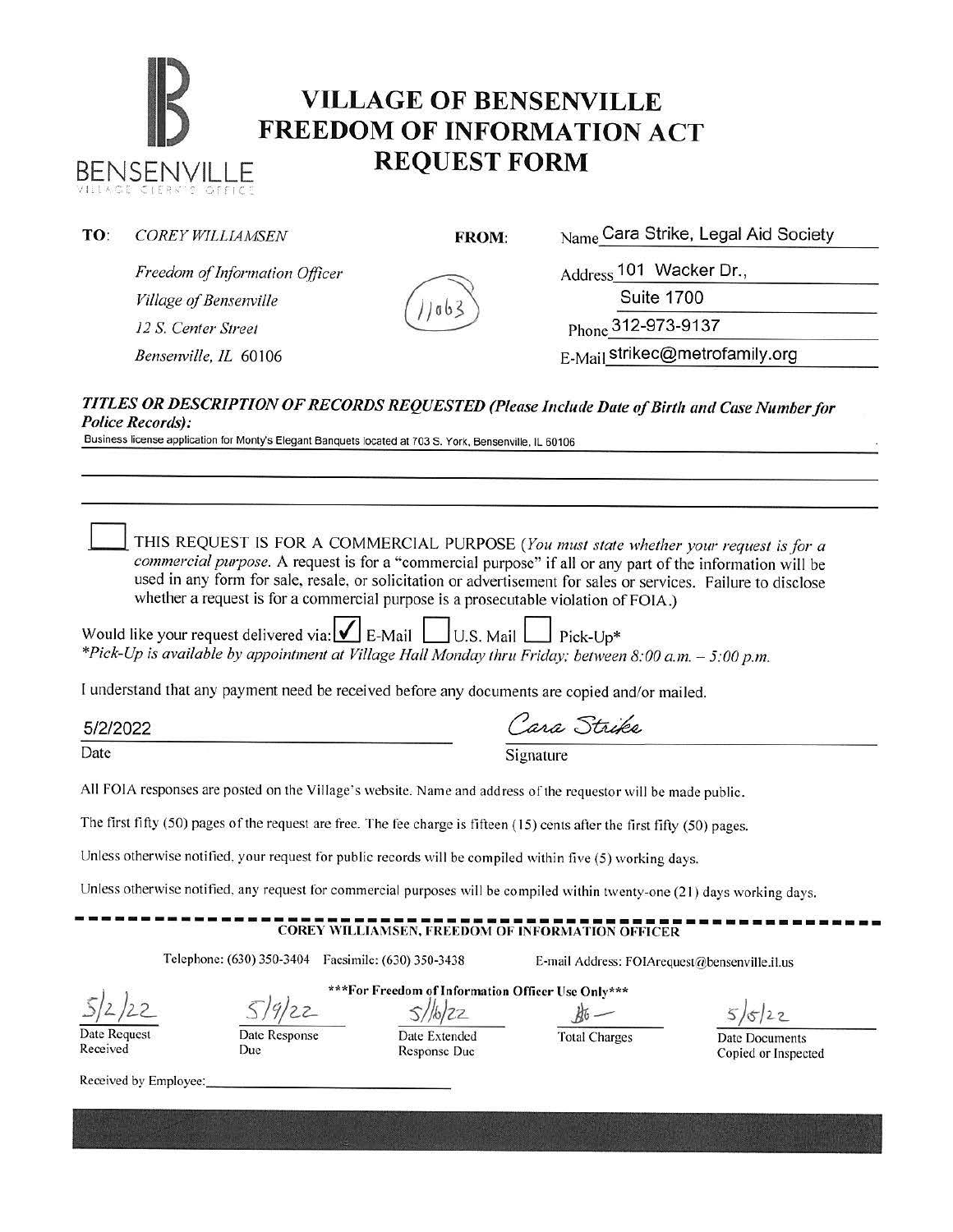# VILLAGE OF BENSENVILLE FREEDOM OF INFORMATION ACT REQUEST FORM

BENSENVILLE
VILLAGE CLERK'S OFFICE

**TO:** *COREY WILLIAMSEN*
*Freedom of Information Officer*
*Village of Bensenville*
*12 S. Center Street*
*Bensenville, IL 60106*

11063

**FROM:**
Name: Cara Strike, Legal Aid Society
Address: 101 Wacker Dr., Suite 1700
Phone: 312-973-9137
E-Mail: strikec@metrofamily.org

***TITLES OR DESCRIPTION OF RECORDS REQUESTED (Please Include Date of Birth and Case Number for Police Records):***

Business license application for Monty's Elegant Banquets located at 703 S. York, Bensenville, IL 60106

☐ THIS REQUEST IS FOR A COMMERCIAL PURPOSE (*You must state whether your request is for a commercial purpose.* A request is for a "commercial purpose" if all or any part of the information will be used in any form for sale, resale, or solicitation or advertisement for sales or services. Failure to disclose whether a request is for a commercial purpose is a prosecutable violation of FOIA.)

Would like your request delivered via: ☑ E-Mail ☐ U.S. Mail ☐ Pick-Up*
**Pick-Up is available by appointment at Village Hall Monday thru Friday; between 8:00 a.m. – 5:00 p.m.*

I understand that any payment need be received before any documents are copied and/or mailed.

Date: 5/2/2022
Signature: Cara Strike

All FOIA responses are posted on the Village's website. Name and address of the requestor will be made public.

The first fifty (50) pages of the request are free. The fee charge is fifteen (15) cents after the first fifty (50) pages.

Unless otherwise notified, your request for public records will be compiled within five (5) working days.

Unless otherwise notified, any request for commercial purposes will be compiled within twenty-one (21) days working days.

---

**COREY WILLIAMSEN, FREEDOM OF INFORMATION OFFICER**

Telephone: (630) 350-3404 Facsimile: (630) 350-3438 E-mail Address: FOIArequest@bensenville.il.us

***For Freedom of Information Officer Use Only***

| Date Request Received | Date Response Due | Date Extended Response Due | Total Charges | Date Documents Copied or Inspected |
|---|---|---|---|---|
| 5/2/22 | 5/9/22 | 5/16/22 | $0 — | 5/5/22 |

Received by Employee: ______________________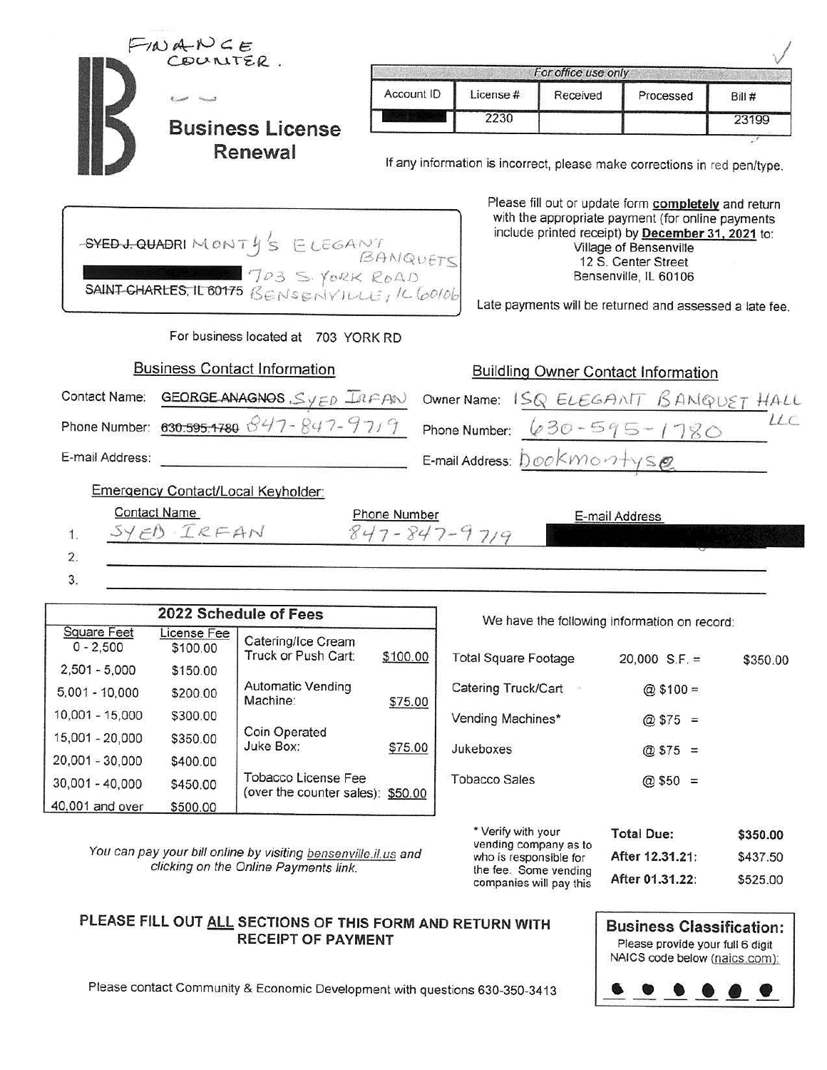FINANCE COUNTER.

# Business License Renewal

| For office use only | | | | |
|---|---|---|---|---|
| Account ID | License # | Received | Processed | Bill # |
| | 2230 | | | 23199 |

If any information is incorrect, please make corrections in red pen/type.

~~SYED J. QUADRI~~ MONTY'S ELEGANT BANQUETS
703 S. YORK ROAD
~~SAINT CHARLES, IL 60175~~ BENSENVILLE, IL 60106

Please fill out or update form **completely** and return with the appropriate payment (for online payments include printed receipt) by **December 31, 2021** to:
Village of Bensenville
12 S. Center Street
Bensenville, IL 60106

Late payments will be returned and assessed a late fee.

For business located at 703 YORK RD

## Business Contact Information

Contact Name: ~~GEORGE ANAGNOS~~ SYED IRFAN

Phone Number: ~~630.595.1780~~ 847-847-9719

E-mail Address:

## Building Owner Contact Information

Owner Name: ISQ ELEGANT BANQUET HALL LLC

Phone Number: 630-595-1780

E-mail Address: bookmontys@

## Emergency Contact/Local Keyholder:

| | Contact Name | Phone Number | E-mail Address |
|---|---|---|---|
| 1. | SYED IRFAN | 847-847-9719 | |
| 2. | | | |
| 3. | | | |

## 2022 Schedule of Fees

| Square Feet | License Fee | | |
|---|---|---|---|
| 0 - 2,500 | $100.00 | Catering/Ice Cream Truck or Push Cart: | $100.00 |
| 2,501 - 5,000 | $150.00 | | |
| 5,001 - 10,000 | $200.00 | Automatic Vending Machine: | $75.00 |
| 10,001 - 15,000 | $300.00 | | |
| 15,001 - 20,000 | $350.00 | Coin Operated Juke Box: | $75.00 |
| 20,001 - 30,000 | $400.00 | | |
| 30,001 - 40,000 | $450.00 | Tobacco License Fee (over the counter sales): | $50.00 |
| 40,001 and over | $500.00 | | |

We have the following information on record:

| | | |
|---|---|---|
| Total Square Footage | 20,000 S.F. = | $350.00 |
| Catering Truck/Cart | @ $100 = | |
| Vending Machines* | @ $75 = | |
| Jukeboxes | @ $75 = | |
| Tobacco Sales | @ $50 = | |

*You can pay your bill online by visiting bensenville.il.us and clicking on the Online Payments link.*

\* Verify with your vending company as to who is responsible for the fee. Some vending companies will pay this

| | |
|---|---|
| **Total Due:** | $350.00 |
| **After 12.31.21:** | $437.50 |
| **After 01.31.22:** | $525.00 |

**PLEASE FILL OUT ALL SECTIONS OF THIS FORM AND RETURN WITH RECEIPT OF PAYMENT**

**Business Classification:**
Please provide your full 6 digit NAICS code below (naics.com):

Please contact Community & Economic Development with questions 630-350-3413